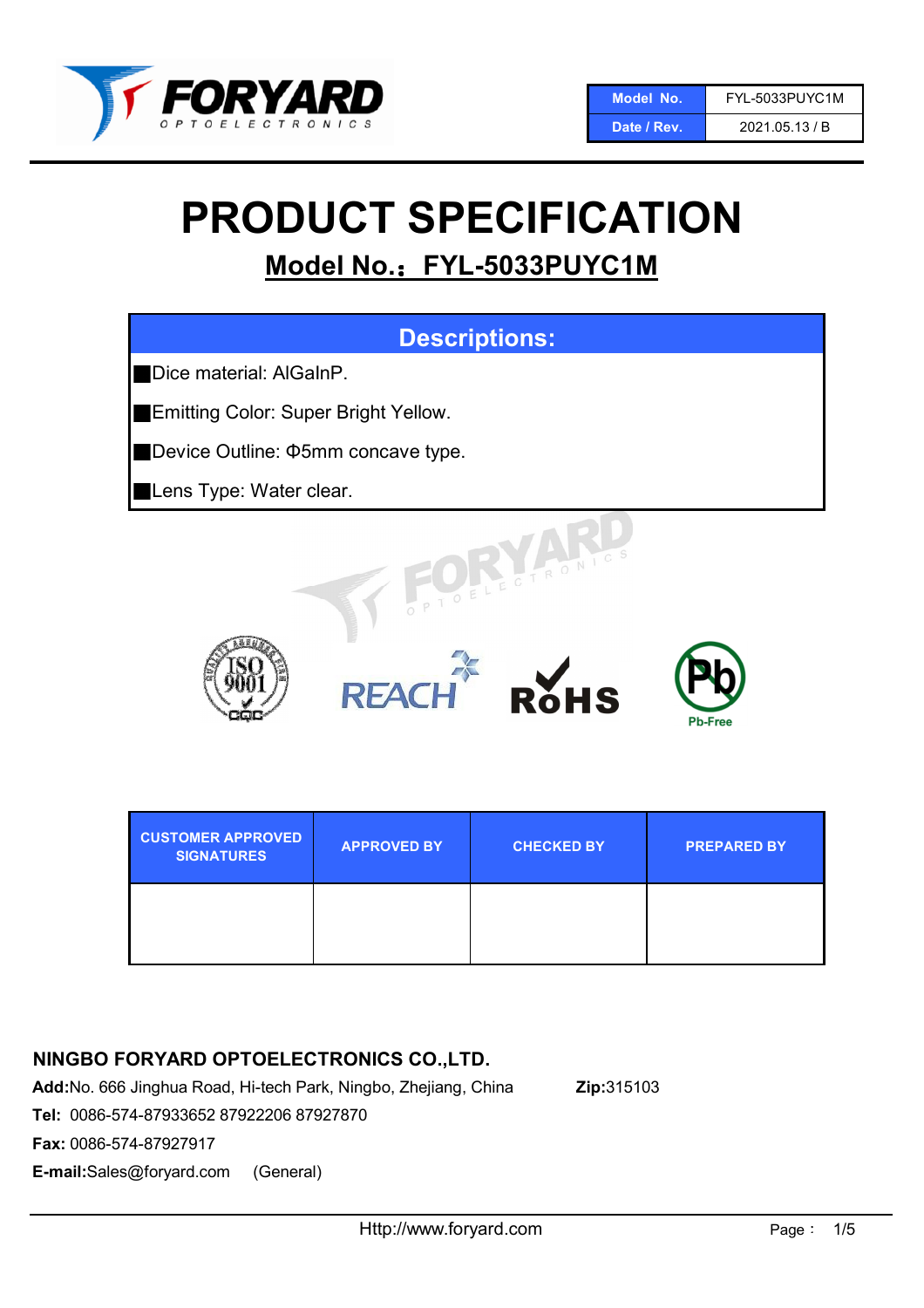| Model No. | FYL-5033PUYC1M |
| --- | --- |
| Date / Rev. | 2021.05.13 / B |

# PRODUCT SPECIFICATION

## Model No.：FYL-5033PUYC1M

| Descriptions: |
| --- |
| ■Dice material: AlGaInP. |
| ■Emitting Color: Super Bright Yellow. |
| ■Device Outline: Φ5mm concave type. |
| ■Lens Type: Water clear. |

| CUSTOMER APPROVED SIGNATURES | APPROVED BY | CHECKED BY | PREPARED BY |
| --- | --- | --- | --- |
| | | | |

**NINGBO FORYARD OPTOELECTRONICS CO.,LTD.**

**Add:**No. 666 Jinghua Road, Hi-tech Park, Ningbo, Zhejiang, China **Zip:**315103

**Tel:** 0086-574-87933652 87922206 87927870

**Fax:** 0086-574-87927917

**E-mail:**Sales@foryard.com (General)

Http://www.foryard.com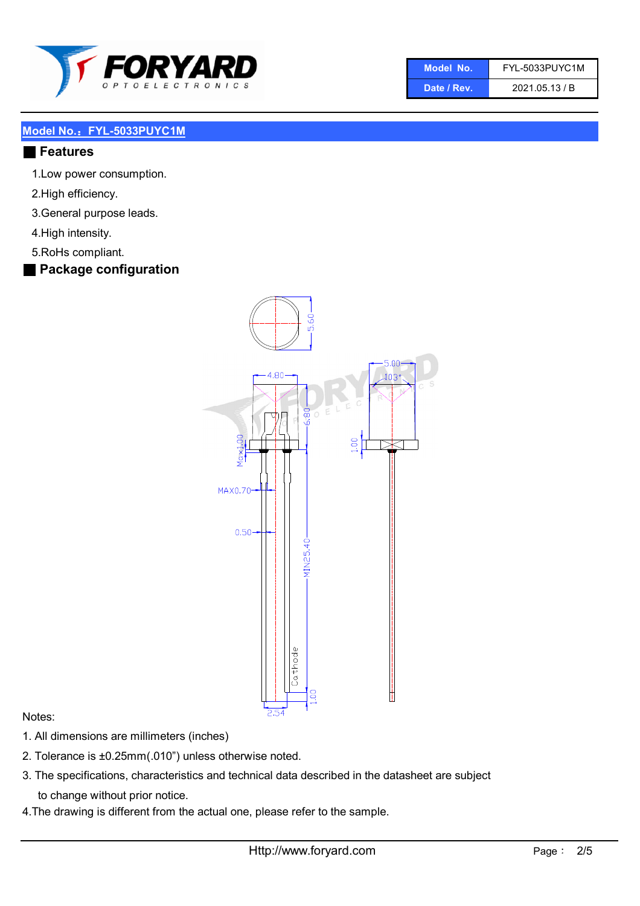| Model No. | FYL-5033PUYC1M |
| --- | --- |
| Date / Rev. | 2021.05.13 / B |

## Model No.：FYL-5033PUYC1M

### Features

1.Low power consumption.

2.High efficiency.

3.General purpose leads.

4.High intensity.

5.RoHs compliant.

### Package configuration

Notes:

1. All dimensions are millimeters (inches)
2. Tolerance is ±0.25mm(.010") unless otherwise noted.
3. The specifications, characteristics and technical data described in the datasheet are subject to change without prior notice.
4. The drawing is different from the actual one, please refer to the sample.

Http://www.foryard.com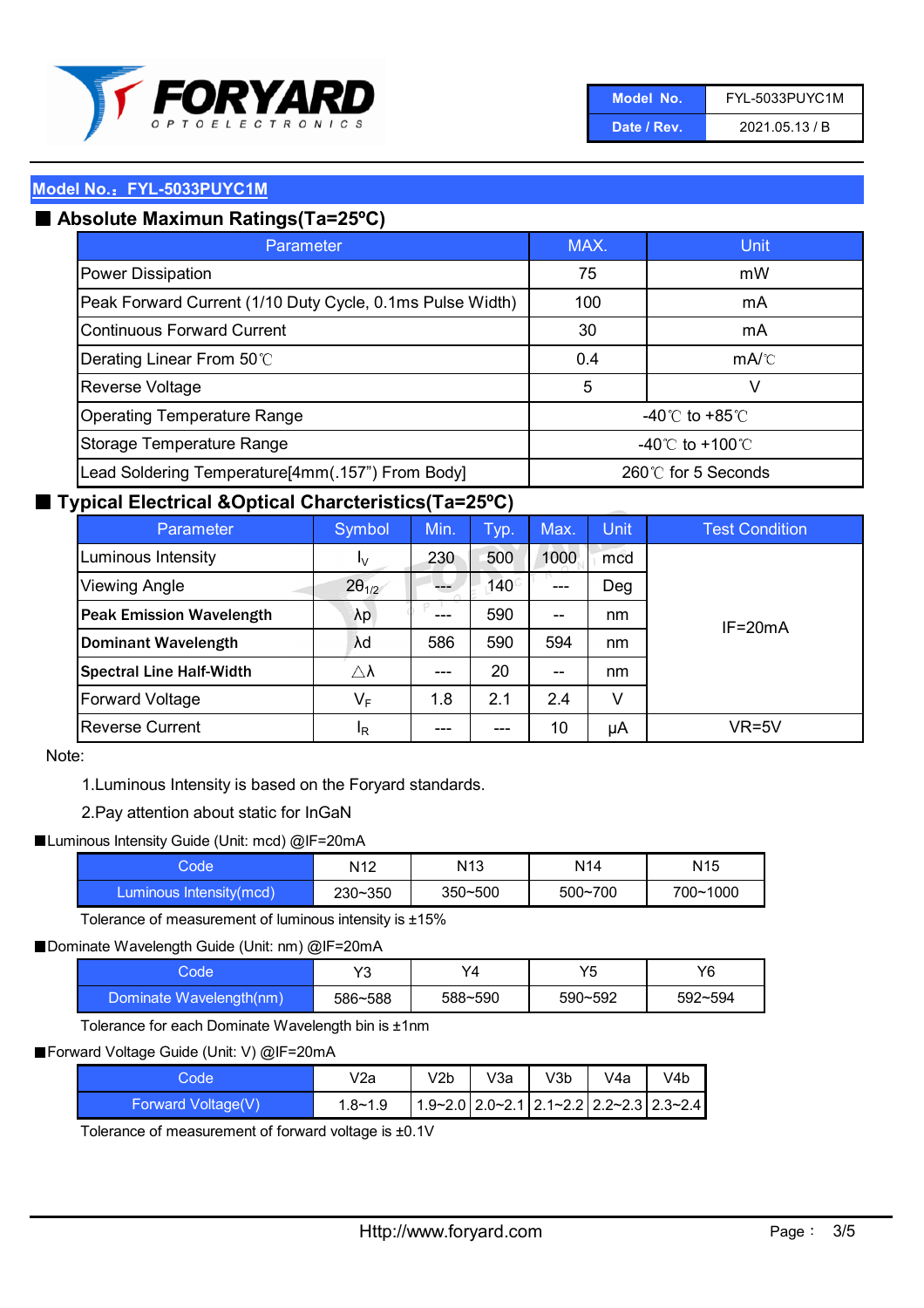| Model No. | FYL-5033PUYC1M |
|---|---|
| Date / Rev. | 2021.05.13 / B |

## Model No.：FYL-5033PUYC1M

### ■ Absolute Maximun Ratings(Ta=25ºC)

| Parameter | MAX. | Unit |
|---|---|---|
| Power Dissipation | 75 | mW |
| Peak Forward Current (1/10 Duty Cycle, 0.1ms Pulse Width) | 100 | mA |
| Continuous Forward Current | 30 | mA |
| Derating Linear From 50℃ | 0.4 | mA/℃ |
| Reverse Voltage | 5 | V |
| Operating Temperature Range | -40℃ to +85℃ | |
| Storage Temperature Range | -40℃ to +100℃ | |
| Lead Soldering Temperature[4mm(.157”) From Body] | 260℃ for 5 Seconds | |

### ■ Typical Electrical &Optical Charcteristics(Ta=25ºC)

| Parameter | Symbol | Min. | Typ. | Max. | Unit | Test Condition |
|---|---|---|---|---|---|---|
| Luminous Intensity | $I_V$ | 230 | 500 | 1000 | mcd | IF=20mA |
| Viewing Angle | $2\theta_{1/2}$ | --- | 140 | --- | Deg | |
| **Peak Emission Wavelength** | λp | --- | 590 | -- | nm | |
| **Dominant Wavelength** | λd | 586 | 590 | 594 | nm | |
| **Spectral Line Half-Width** | △λ | --- | 20 | -- | nm | |
| Forward Voltage | $V_F$ | 1.8 | 2.1 | 2.4 | V | |
| Reverse Current | $I_R$ | --- | --- | 10 | μA | VR=5V |

Note:

1.Luminous Intensity is based on the Foryard standards.

2.Pay attention about static for InGaN

■Luminous Intensity Guide (Unit: mcd) @IF=20mA

| Code | N12 | N13 | N14 | N15 |
|---|---|---|---|---|
| Luminous Intensity(mcd) | 230~350 | 350~500 | 500~700 | 700~1000 |

Tolerance of measurement of luminous intensity is ±15%

■Dominate Wavelength Guide (Unit: nm) @IF=20mA

| Code | Y3 | Y4 | Y5 | Y6 |
|---|---|---|---|---|
| Dominate Wavelength(nm) | 586~588 | 588~590 | 590~592 | 592~594 |

Tolerance for each Dominate Wavelength bin is ±1nm

■Forward Voltage Guide (Unit: V) @IF=20mA

| Code | V2a | V2b | V3a | V3b | V4a | V4b |
|---|---|---|---|---|---|---|
| Forward Voltage(V) | 1.8~1.9 | 1.9~2.0 | 2.0~2.1 | 2.1~2.2 | 2.2~2.3 | 2.3~2.4 |

Tolerance of measurement of forward voltage is ±0.1V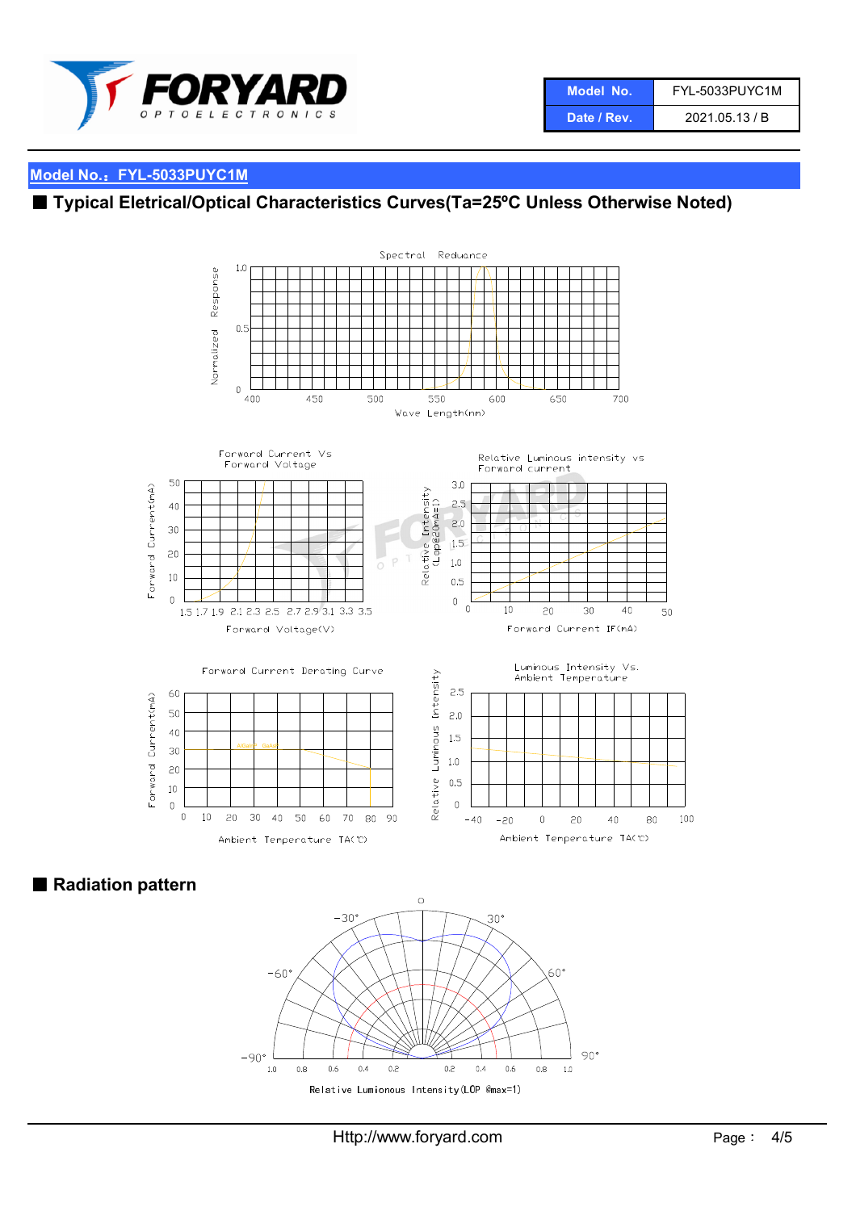| Model No. | FYL-5033PUYC1M |
| --- | --- |
| Date / Rev. | 2021.05.13 / B |

## Model No.：FYL-5033PUYC1M

## ■ Typical Eletrical/Optical Characteristics Curves(Ta=25ºC Unless Otherwise Noted)

Spectral Reduance

Normalized Response

Wave Length(nm)

Forward Current Vs Forward Voltage

Forward Current(mA)

Forward Voltage(V)

Relative Luminous intensity vs Forward current

Relative Intensity (Lop@20mA=1)

Forward Current IF(mA)

Forward Current Derating Curve

Forward Current(mA)

Ambient Temperature TA(℃)

Luminous Intensity Vs. Ambient Temperature

Relative Luminous Intensity

Ambient Temperature TA(℃)

## ■ Radiation pattern

Relative Lumionous Intensity(LOP @max=1)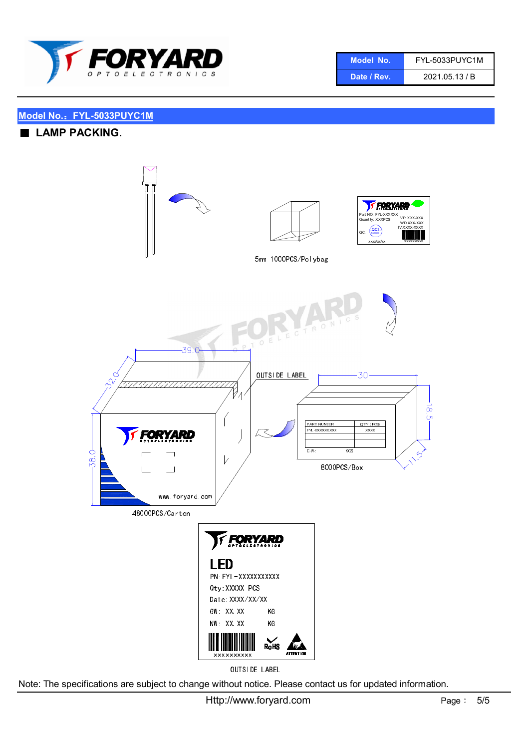| Model No. | FYL-5033PUYC1M |
| --- | --- |
| Date / Rev. | 2021.05.13 / B |

## Model No.：FYL-5033PUYC1M

### LAMP PACKING.

Part NO: FYL-XXXXXX
Quantity: XXXPCS
VF: XXX-XXX
WD:XXX-XXX
IV:XXXX-XXXX
QC:
xxxx/xx/xx
XXXXXXXXXX

5mm 1000PCS/Polybag

39.0
32.0
38.0
www.foryard.com
48000PCS/Carton

OUTSIDE LABEL

30
18.5
11.5

| PART NUMBER | QTY(PCS) |
| --- | --- |
| FYL-XXXXXXXXX | XXXX |
| | |
| | |

G.W: KGS

8000PCS/Box

**LED**
PN: FYL-XXXXXXXXXXX
Qty: XXXXX PCS
Date: XXXX/XX/XX
GW: XX.XX KG
NW: XX.XX KG
XXXXXXXXXX
RoHS
ATTENTION

OUTSIDE LABEL

Note: The specifications are subject to change without notice. Please contact us for updated information.

Http://www.foryard.com